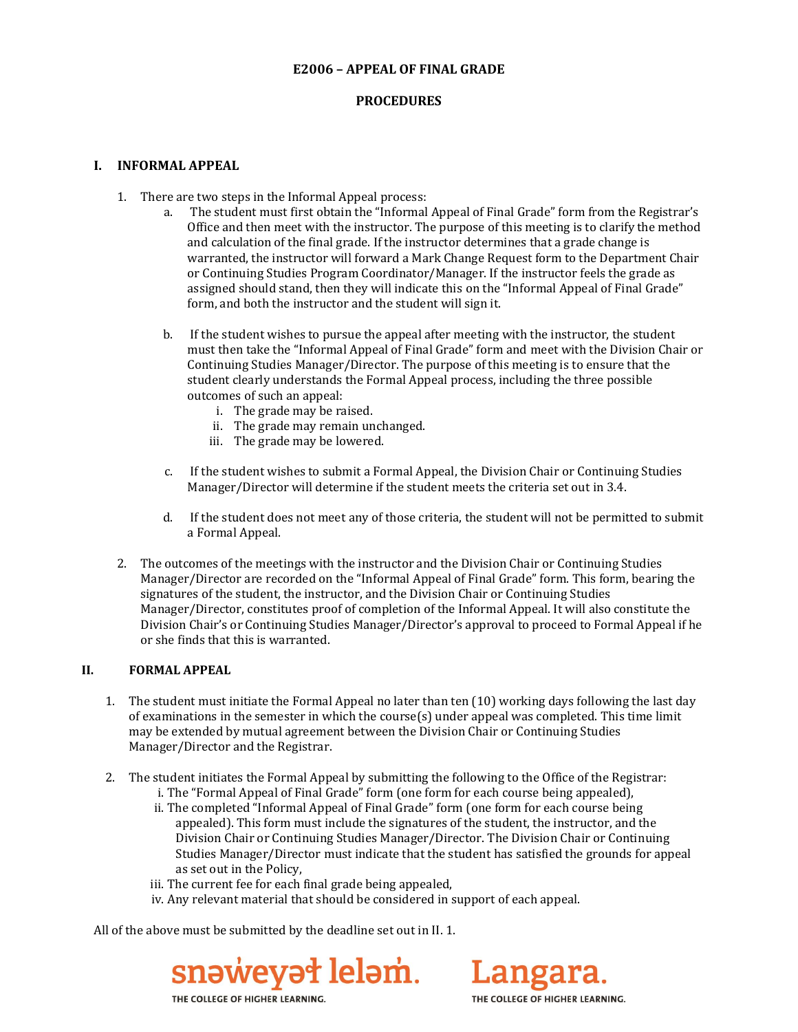# E2006 – APPEAL OF FINAL GRADE

## PROCEDURES

## I. INFORMAL APPEAL

1. There are two steps in the Informal Appeal process:
   a. The student must first obtain the "Informal Appeal of Final Grade" form from the Registrar's Office and then meet with the instructor. The purpose of this meeting is to clarify the method and calculation of the final grade. If the instructor determines that a grade change is warranted, the instructor will forward a Mark Change Request form to the Department Chair or Continuing Studies Program Coordinator/Manager. If the instructor feels the grade as assigned should stand, then they will indicate this on the "Informal Appeal of Final Grade" form, and both the instructor and the student will sign it.

   b. If the student wishes to pursue the appeal after meeting with the instructor, the student must then take the "Informal Appeal of Final Grade" form and meet with the Division Chair or Continuing Studies Manager/Director. The purpose of this meeting is to ensure that the student clearly understands the Formal Appeal process, including the three possible outcomes of such an appeal:
      i. The grade may be raised.
      ii. The grade may remain unchanged.
      iii. The grade may be lowered.

   c. If the student wishes to submit a Formal Appeal, the Division Chair or Continuing Studies Manager/Director will determine if the student meets the criteria set out in 3.4.

   d. If the student does not meet any of those criteria, the student will not be permitted to submit a Formal Appeal.

2. The outcomes of the meetings with the instructor and the Division Chair or Continuing Studies Manager/Director are recorded on the "Informal Appeal of Final Grade" form. This form, bearing the signatures of the student, the instructor, and the Division Chair or Continuing Studies Manager/Director, constitutes proof of completion of the Informal Appeal. It will also constitute the Division Chair's or Continuing Studies Manager/Director's approval to proceed to Formal Appeal if he or she finds that this is warranted.

## II. FORMAL APPEAL

1. The student must initiate the Formal Appeal no later than ten (10) working days following the last day of examinations in the semester in which the course(s) under appeal was completed. This time limit may be extended by mutual agreement between the Division Chair or Continuing Studies Manager/Director and the Registrar.

2. The student initiates the Formal Appeal by submitting the following to the Office of the Registrar:
   i. The "Formal Appeal of Final Grade" form (one form for each course being appealed),
   ii. The completed "Informal Appeal of Final Grade" form (one form for each course being appealed). This form must include the signatures of the student, the instructor, and the Division Chair or Continuing Studies Manager/Director. The Division Chair or Continuing Studies Manager/Director must indicate that the student has satisfied the grounds for appeal as set out in the Policy,
   iii. The current fee for each final grade being appealed,
   iv. Any relevant material that should be considered in support of each appeal.

All of the above must be submitted by the deadline set out in II. 1.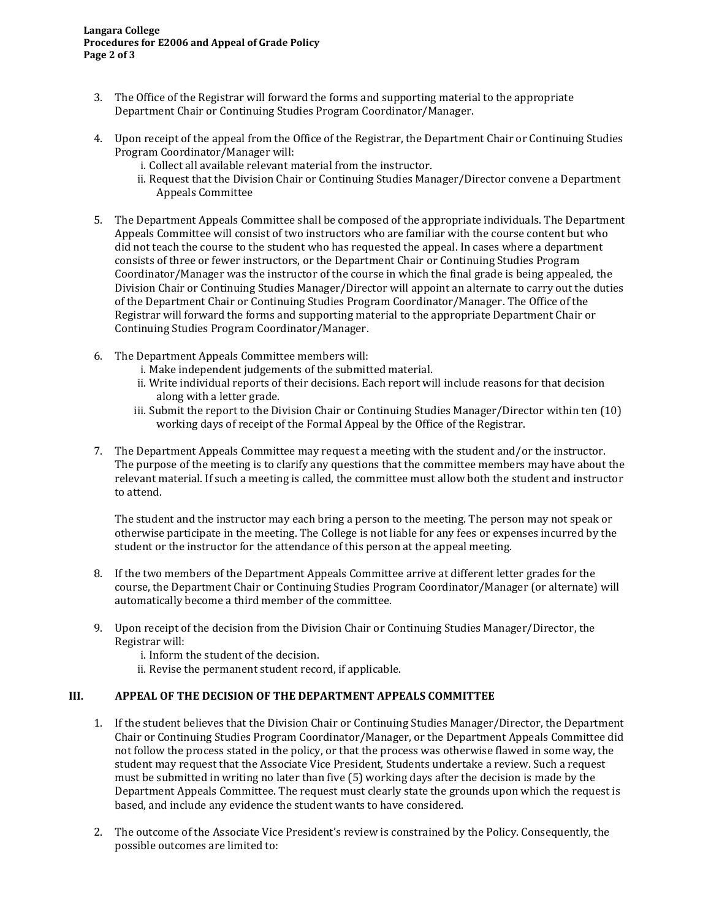3. The Office of the Registrar will forward the forms and supporting material to the appropriate Department Chair or Continuing Studies Program Coordinator/Manager.

4. Upon receipt of the appeal from the Office of the Registrar, the Department Chair or Continuing Studies Program Coordinator/Manager will:
   i. Collect all available relevant material from the instructor.
   ii. Request that the Division Chair or Continuing Studies Manager/Director convene a Department Appeals Committee

5. The Department Appeals Committee shall be composed of the appropriate individuals. The Department Appeals Committee will consist of two instructors who are familiar with the course content but who did not teach the course to the student who has requested the appeal. In cases where a department consists of three or fewer instructors, or the Department Chair or Continuing Studies Program Coordinator/Manager was the instructor of the course in which the final grade is being appealed, the Division Chair or Continuing Studies Manager/Director will appoint an alternate to carry out the duties of the Department Chair or Continuing Studies Program Coordinator/Manager. The Office of the Registrar will forward the forms and supporting material to the appropriate Department Chair or Continuing Studies Program Coordinator/Manager.

6. The Department Appeals Committee members will:
   i. Make independent judgements of the submitted material.
   ii. Write individual reports of their decisions. Each report will include reasons for that decision along with a letter grade.
   iii. Submit the report to the Division Chair or Continuing Studies Manager/Director within ten (10) working days of receipt of the Formal Appeal by the Office of the Registrar.

7. The Department Appeals Committee may request a meeting with the student and/or the instructor. The purpose of the meeting is to clarify any questions that the committee members may have about the relevant material. If such a meeting is called, the committee must allow both the student and instructor to attend.

   The student and the instructor may each bring a person to the meeting. The person may not speak or otherwise participate in the meeting. The College is not liable for any fees or expenses incurred by the student or the instructor for the attendance of this person at the appeal meeting.

8. If the two members of the Department Appeals Committee arrive at different letter grades for the course, the Department Chair or Continuing Studies Program Coordinator/Manager (or alternate) will automatically become a third member of the committee.

9. Upon receipt of the decision from the Division Chair or Continuing Studies Manager/Director, the Registrar will:
   i. Inform the student of the decision.
   ii. Revise the permanent student record, if applicable.

## III. APPEAL OF THE DECISION OF THE DEPARTMENT APPEALS COMMITTEE

1. If the student believes that the Division Chair or Continuing Studies Manager/Director, the Department Chair or Continuing Studies Program Coordinator/Manager, or the Department Appeals Committee did not follow the process stated in the policy, or that the process was otherwise flawed in some way, the student may request that the Associate Vice President, Students undertake a review. Such a request must be submitted in writing no later than five (5) working days after the decision is made by the Department Appeals Committee. The request must clearly state the grounds upon which the request is based, and include any evidence the student wants to have considered.

2. The outcome of the Associate Vice President's review is constrained by the Policy. Consequently, the possible outcomes are limited to: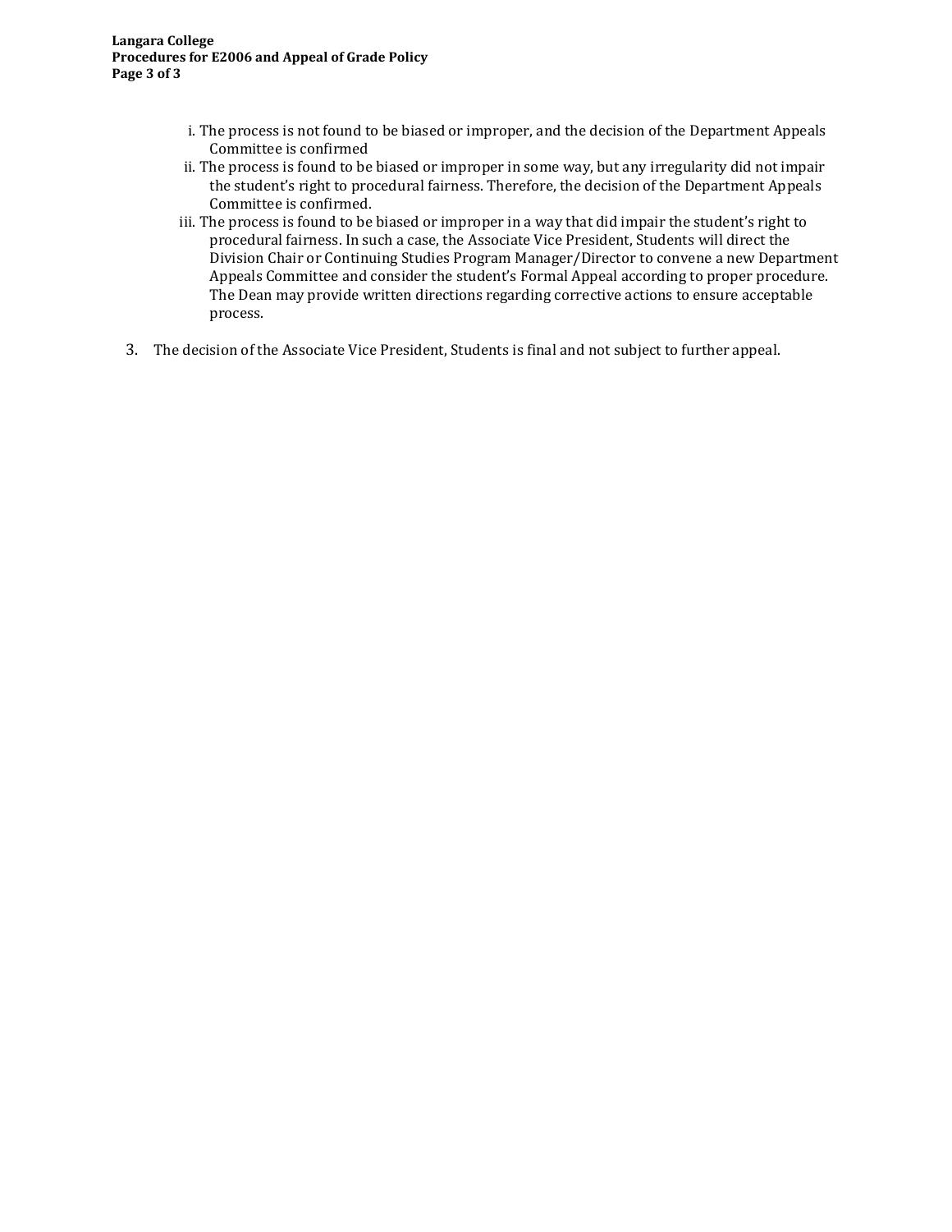i. The process is not found to be biased or improper, and the decision of the Department Appeals Committee is confirmed
   ii. The process is found to be biased or improper in some way, but any irregularity did not impair the student's right to procedural fairness. Therefore, the decision of the Department Appeals Committee is confirmed.
   iii. The process is found to be biased or improper in a way that did impair the student's right to procedural fairness. In such a case, the Associate Vice President, Students will direct the Division Chair or Continuing Studies Program Manager/Director to convene a new Department Appeals Committee and consider the student's Formal Appeal according to proper procedure. The Dean may provide written directions regarding corrective actions to ensure acceptable process.

3. The decision of the Associate Vice President, Students is final and not subject to further appeal.